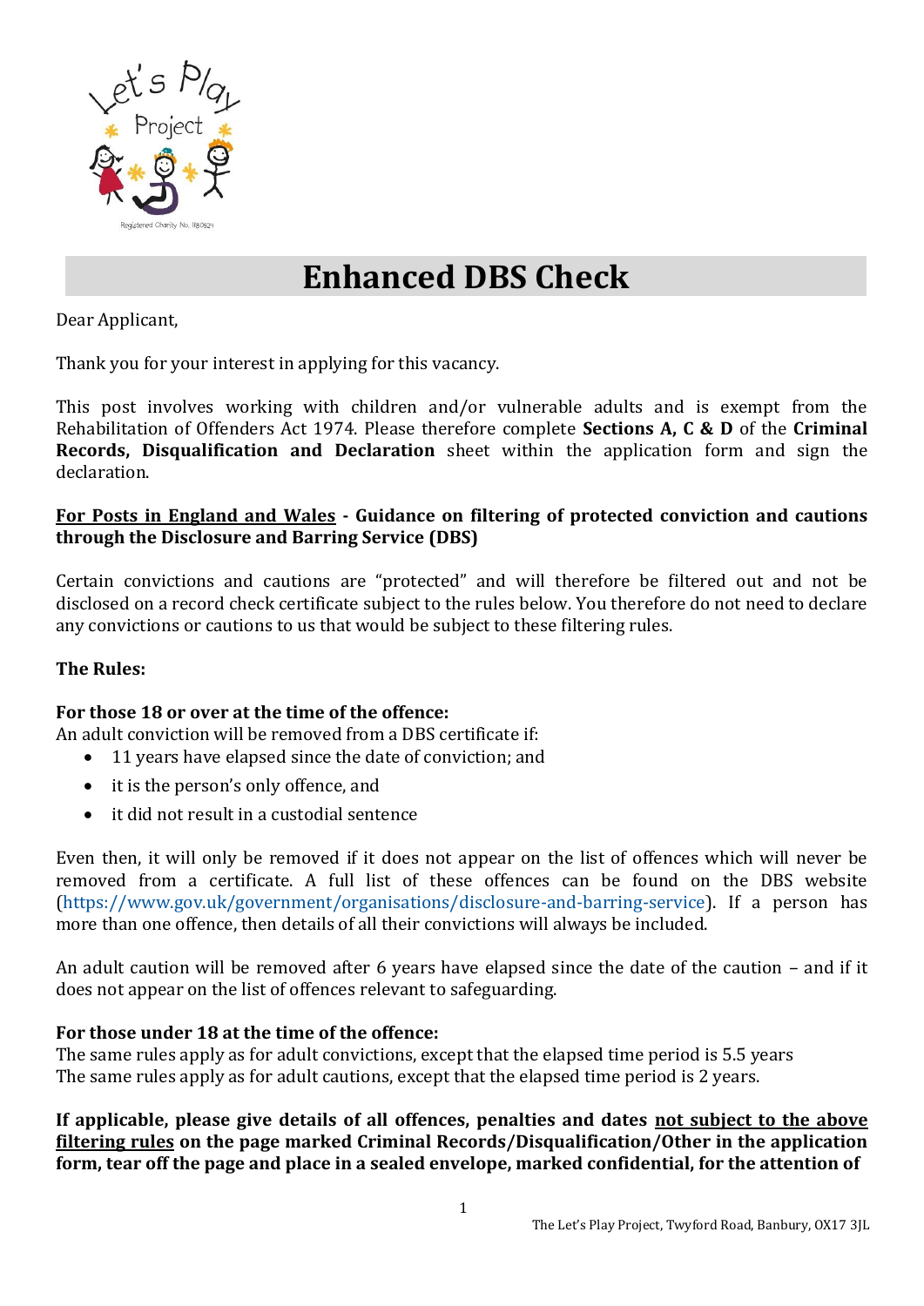# Enhanced DBS Check

Dear Applicant,

Thank you for your interest in applying for this vacancy.

This post involves working with children and/or vulnerable adults and is exempt from the Rehabilitation of Offenders Act 1974. Please therefore complete **Sections A, C & D** of the **Criminal Records, Disqualification and Declaration** sheet within the application form and sign the declaration.

**<u>For Posts in England and Wales</u> - Guidance on filtering of protected conviction and cautions through the Disclosure and Barring Service (DBS)**

Certain convictions and cautions are "protected" and will therefore be filtered out and not be disclosed on a record check certificate subject to the rules below. You therefore do not need to declare any convictions or cautions to us that would be subject to these filtering rules.

**The Rules:**

**For those 18 or over at the time of the offence:**
An adult conviction will be removed from a DBS certificate if:

- 11 years have elapsed since the date of conviction; and
- it is the person's only offence, and
- it did not result in a custodial sentence

Even then, it will only be removed if it does not appear on the list of offences which will never be removed from a certificate. A full list of these offences can be found on the DBS website (https://www.gov.uk/government/organisations/disclosure-and-barring-service). If a person has more than one offence, then details of all their convictions will always be included.

An adult caution will be removed after 6 years have elapsed since the date of the caution – and if it does not appear on the list of offences relevant to safeguarding.

**For those under 18 at the time of the offence:**
The same rules apply as for adult convictions, except that the elapsed time period is 5.5 years
The same rules apply as for adult cautions, except that the elapsed time period is 2 years.

**If applicable, please give details of all offences, penalties and dates <u>not subject to the above filtering rules</u> on the page marked Criminal Records/Disqualification/Other in the application form, tear off the page and place in a sealed envelope, marked confidential, for the attention of**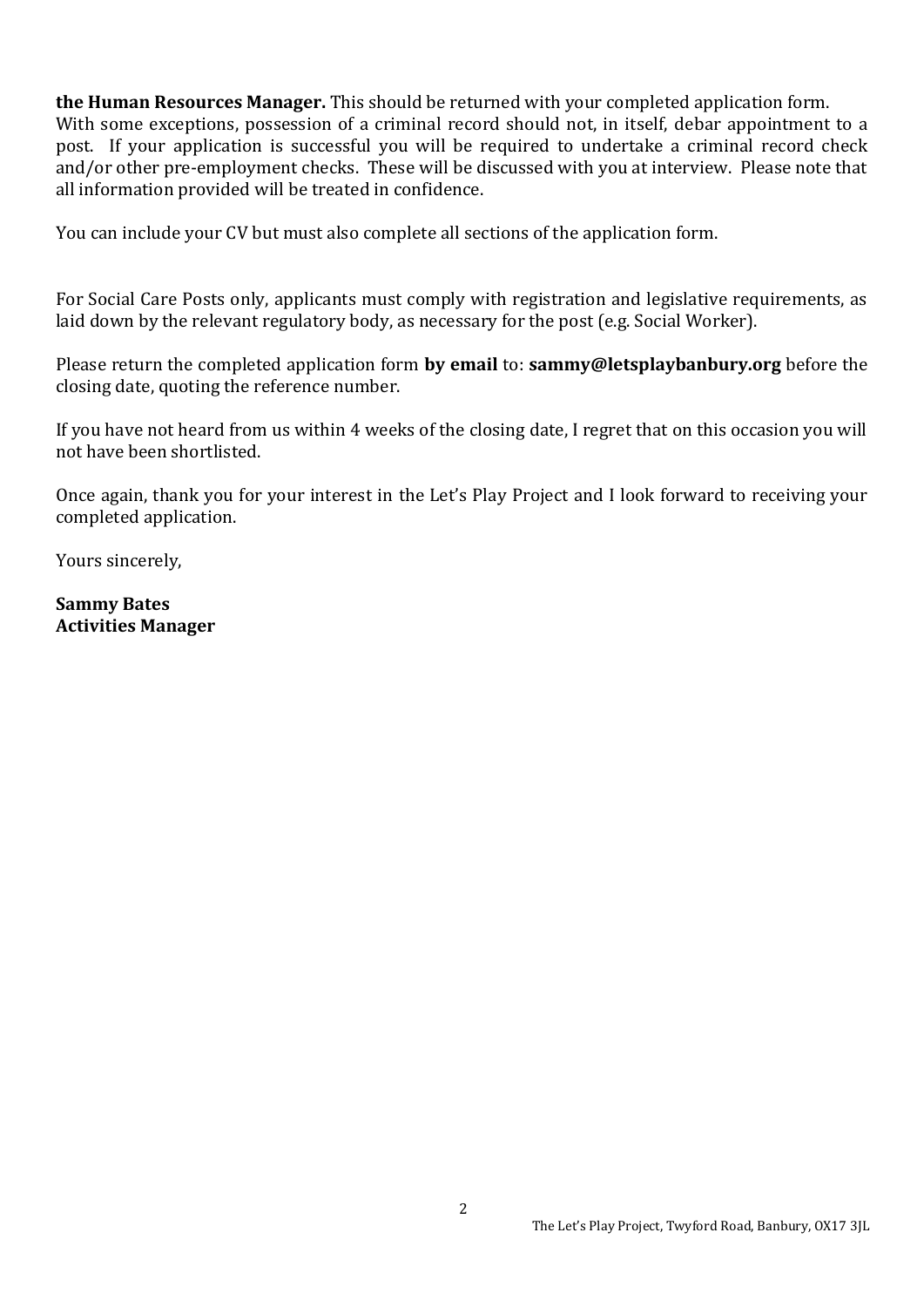**the Human Resources Manager.** This should be returned with your completed application form. With some exceptions, possession of a criminal record should not, in itself, debar appointment to a post. If your application is successful you will be required to undertake a criminal record check and/or other pre-employment checks. These will be discussed with you at interview. Please note that all information provided will be treated in confidence.

You can include your CV but must also complete all sections of the application form.

For Social Care Posts only, applicants must comply with registration and legislative requirements, as laid down by the relevant regulatory body, as necessary for the post (e.g. Social Worker).

Please return the completed application form **by email** to: **sammy@letsplaybanbury.org** before the closing date, quoting the reference number.

If you have not heard from us within 4 weeks of the closing date, I regret that on this occasion you will not have been shortlisted.

Once again, thank you for your interest in the Let's Play Project and I look forward to receiving your completed application.

Yours sincerely,

**Sammy Bates**
**Activities Manager**